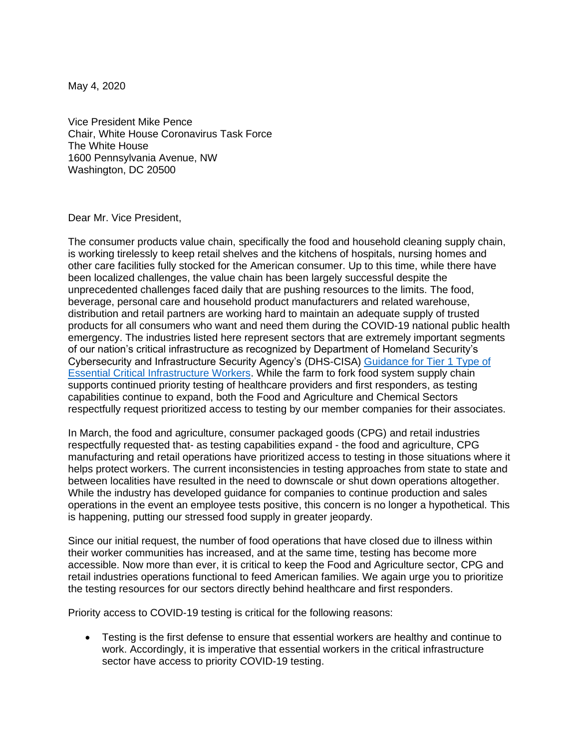May 4, 2020

Vice President Mike Pence
Chair, White House Coronavirus Task Force
The White House
1600 Pennsylvania Avenue, NW
Washington, DC 20500

Dear Mr. Vice President,

The consumer products value chain, specifically the food and household cleaning supply chain, is working tirelessly to keep retail shelves and the kitchens of hospitals, nursing homes and other care facilities fully stocked for the American consumer. Up to this time, while there have been localized challenges, the value chain has been largely successful despite the unprecedented challenges faced daily that are pushing resources to the limits. The food, beverage, personal care and household product manufacturers and related warehouse, distribution and retail partners are working hard to maintain an adequate supply of trusted products for all consumers who want and need them during the COVID-19 national public health emergency. The industries listed here represent sectors that are extremely important segments of our nation's critical infrastructure as recognized by Department of Homeland Security's Cybersecurity and Infrastructure Security Agency's (DHS-CISA) [Guidance for Tier 1 Type of Essential Critical Infrastructure Workers](). While the farm to fork food system supply chain supports continued priority testing of healthcare providers and first responders, as testing capabilities continue to expand, both the Food and Agriculture and Chemical Sectors respectfully request prioritized access to testing by our member companies for their associates.

In March, the food and agriculture, consumer packaged goods (CPG) and retail industries respectfully requested that- as testing capabilities expand - the food and agriculture, CPG manufacturing and retail operations have prioritized access to testing in those situations where it helps protect workers. The current inconsistencies in testing approaches from state to state and between localities have resulted in the need to downscale or shut down operations altogether. While the industry has developed guidance for companies to continue production and sales operations in the event an employee tests positive, this concern is no longer a hypothetical. This is happening, putting our stressed food supply in greater jeopardy.

Since our initial request, the number of food operations that have closed due to illness within their worker communities has increased, and at the same time, testing has become more accessible. Now more than ever, it is critical to keep the Food and Agriculture sector, CPG and retail industries operations functional to feed American families. We again urge you to prioritize the testing resources for our sectors directly behind healthcare and first responders.

Priority access to COVID-19 testing is critical for the following reasons:

- Testing is the first defense to ensure that essential workers are healthy and continue to work. Accordingly, it is imperative that essential workers in the critical infrastructure sector have access to priority COVID-19 testing.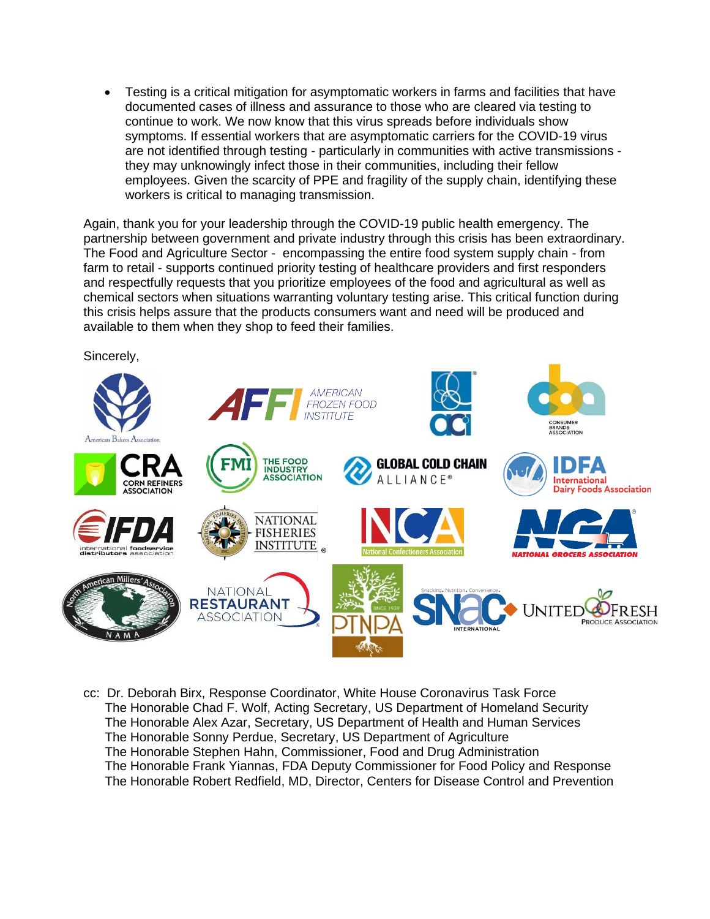- Testing is a critical mitigation for asymptomatic workers in farms and facilities that have documented cases of illness and assurance to those who are cleared via testing to continue to work. We now know that this virus spreads before individuals show symptoms. If essential workers that are asymptomatic carriers for the COVID-19 virus are not identified through testing - particularly in communities with active transmissions - they may unknowingly infect those in their communities, including their fellow employees. Given the scarcity of PPE and fragility of the supply chain, identifying these workers is critical to managing transmission.

Again, thank you for your leadership through the COVID-19 public health emergency. The partnership between government and private industry through this crisis has been extraordinary. The Food and Agriculture Sector - encompassing the entire food system supply chain - from farm to retail - supports continued priority testing of healthcare providers and first responders and respectfully requests that you prioritize employees of the food and agricultural as well as chemical sectors when situations warranting voluntary testing arise. This critical function during this crisis helps assure that the products consumers want and need will be produced and available to them when they shop to feed their families.

Sincerely,

American Bakers Association

American Frozen Food Institute

aci

Consumer Brands Association

Corn Refiners Association

FMI The Food Industry Association

Global Cold Chain Alliance

IDFA International Dairy Foods Association

IFDA International Foodservice Distributors Association

National Fisheries Institute

NCA National Confectioners Association

NGA National Grocers Association

NAMA North American Millers' Association

National Restaurant Association

PTNPA

SNAC International

United Fresh Produce Association

cc: Dr. Deborah Birx, Response Coordinator, White House Coronavirus Task Force
The Honorable Chad F. Wolf, Acting Secretary, US Department of Homeland Security
The Honorable Alex Azar, Secretary, US Department of Health and Human Services
The Honorable Sonny Perdue, Secretary, US Department of Agriculture
The Honorable Stephen Hahn, Commissioner, Food and Drug Administration
The Honorable Frank Yiannas, FDA Deputy Commissioner for Food Policy and Response
The Honorable Robert Redfield, MD, Director, Centers for Disease Control and Prevention